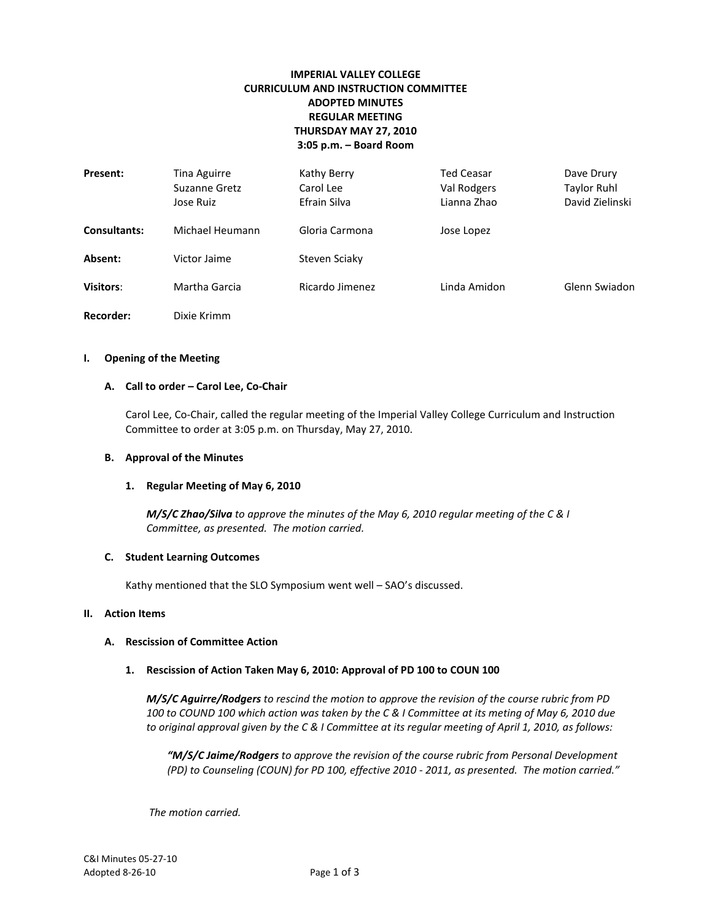**IMPERIAL VALLEY COLLEGE**
**CURRICULUM AND INSTRUCTION COMMITTEE**
**ADOPTED MINUTES**
**REGULAR MEETING**
**THURSDAY MAY 27, 2010**
**3:05 p.m. – Board Room**

| | | | | |
|---|---|---|---|---|
| **Present:** | Tina Aguirre<br>Suzanne Gretz<br>Jose Ruiz | Kathy Berry<br>Carol Lee<br>Efrain Silva | Ted Ceasar<br>Val Rodgers<br>Lianna Zhao | Dave Drury<br>Taylor Ruhl<br>David Zielinski |
| **Consultants:** | Michael Heumann | Gloria Carmona | Jose Lopez | |
| **Absent:** | Victor Jaime | Steven Sciaky | | |
| **Visitors:** | Martha Garcia | Ricardo Jimenez | Linda Amidon | Glenn Swiadon |
| **Recorder:** | Dixie Krimm | | | |

## I. Opening of the Meeting

### A. Call to order – Carol Lee, Co-Chair

Carol Lee, Co-Chair, called the regular meeting of the Imperial Valley College Curriculum and Instruction Committee to order at 3:05 p.m. on Thursday, May 27, 2010.

### B. Approval of the Minutes

#### 1. Regular Meeting of May 6, 2010

***M/S/C Zhao/Silva*** *to approve the minutes of the May 6, 2010 regular meeting of the C & I Committee, as presented. The motion carried.*

### C. Student Learning Outcomes

Kathy mentioned that the SLO Symposium went well – SAO's discussed.

## II. Action Items

### A. Rescission of Committee Action

#### 1. Rescission of Action Taken May 6, 2010: Approval of PD 100 to COUN 100

***M/S/C Aguirre/Rodgers*** *to rescind the motion to approve the revision of the course rubric from PD 100 to COUND 100 which action was taken by the C & I Committee at its meting of May 6, 2010 due to original approval given by the C & I Committee at its regular meeting of April 1, 2010, as follows:*

> ***"M/S/C Jaime/Rodgers*** *to approve the revision of the course rubric from Personal Development (PD) to Counseling (COUN) for PD 100, effective 2010 - 2011, as presented. The motion carried."*

*The motion carried.*

C&I Minutes 05-27-10
Adopted 8-26-10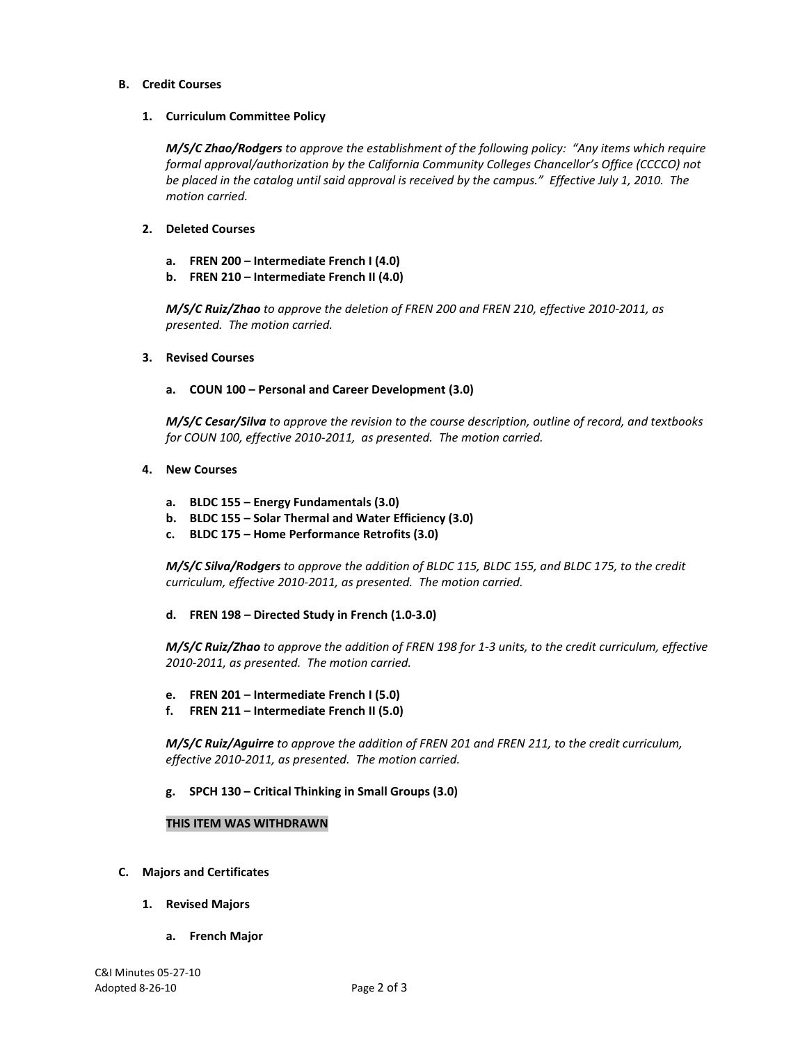### B. Credit Courses

#### 1. Curriculum Committee Policy

***M/S/C Zhao/Rodgers*** *to approve the establishment of the following policy: "Any items which require formal approval/authorization by the California Community Colleges Chancellor's Office (CCCCO) not be placed in the catalog until said approval is received by the campus." Effective July 1, 2010. The motion carried.*

#### 2. Deleted Courses

a. **FREN 200 – Intermediate French I (4.0)**
b. **FREN 210 – Intermediate French II (4.0)**

***M/S/C Ruiz/Zhao*** *to approve the deletion of FREN 200 and FREN 210, effective 2010-2011, as presented. The motion carried.*

#### 3. Revised Courses

a. **COUN 100 – Personal and Career Development (3.0)**

***M/S/C Cesar/Silva*** *to approve the revision to the course description, outline of record, and textbooks for COUN 100, effective 2010-2011, as presented. The motion carried.*

#### 4. New Courses

a. **BLDC 155 – Energy Fundamentals (3.0)**
b. **BLDC 155 – Solar Thermal and Water Efficiency (3.0)**
c. **BLDC 175 – Home Performance Retrofits (3.0)**

***M/S/C Silva/Rodgers*** *to approve the addition of BLDC 115, BLDC 155, and BLDC 175, to the credit curriculum, effective 2010-2011, as presented. The motion carried.*

d. **FREN 198 – Directed Study in French (1.0-3.0)**

***M/S/C Ruiz/Zhao*** *to approve the addition of FREN 198 for 1-3 units, to the credit curriculum, effective 2010-2011, as presented. The motion carried.*

e. **FREN 201 – Intermediate French I (5.0)**
f. **FREN 211 – Intermediate French II (5.0)**

***M/S/C Ruiz/Aguirre*** *to approve the addition of FREN 201 and FREN 211, to the credit curriculum, effective 2010-2011, as presented. The motion carried.*

g. **SPCH 130 – Critical Thinking in Small Groups (3.0)**

**THIS ITEM WAS WITHDRAWN**

### C. Majors and Certificates

#### 1. Revised Majors

a. **French Major**

C&I Minutes 05-27-10
Adopted 8-26-10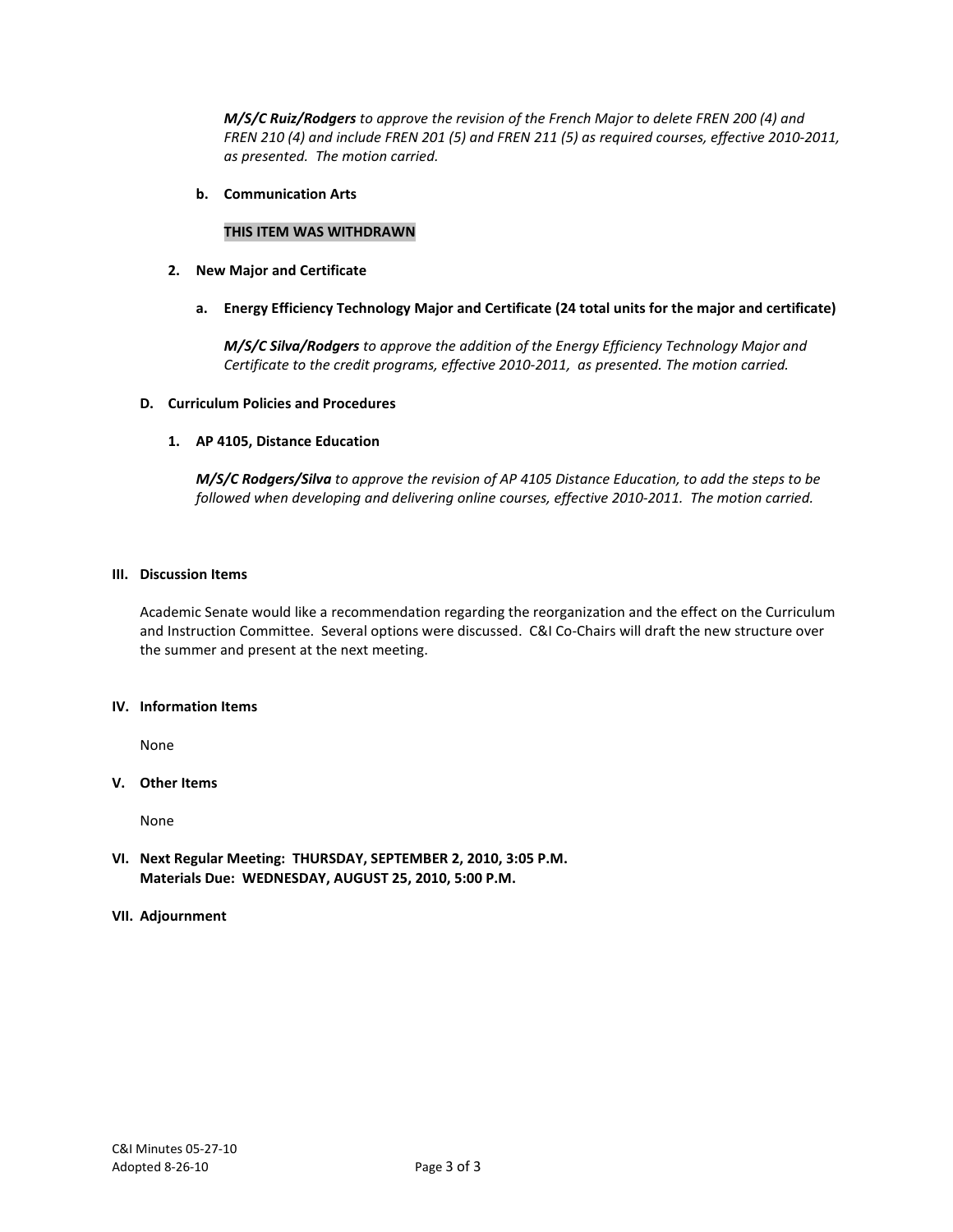***M/S/C Ruiz/Rodgers*** *to approve the revision of the French Major to delete FREN 200 (4) and FREN 210 (4) and include FREN 201 (5) and FREN 211 (5) as required courses, effective 2010-2011, as presented. The motion carried.*

**b. Communication Arts**

**THIS ITEM WAS WITHDRAWN**

**2. New Major and Certificate**

**a. Energy Efficiency Technology Major and Certificate (24 total units for the major and certificate)**

***M/S/C Silva/Rodgers*** *to approve the addition of the Energy Efficiency Technology Major and Certificate to the credit programs, effective 2010-2011, as presented. The motion carried.*

**D. Curriculum Policies and Procedures**

**1. AP 4105, Distance Education**

***M/S/C Rodgers/Silva*** *to approve the revision of AP 4105 Distance Education, to add the steps to be followed when developing and delivering online courses, effective 2010-2011. The motion carried.*

**III. Discussion Items**

Academic Senate would like a recommendation regarding the reorganization and the effect on the Curriculum and Instruction Committee. Several options were discussed. C&I Co-Chairs will draft the new structure over the summer and present at the next meeting.

**IV. Information Items**

None

**V. Other Items**

None

**VI. Next Regular Meeting: THURSDAY, SEPTEMBER 2, 2010, 3:05 P.M.**
**Materials Due: WEDNESDAY, AUGUST 25, 2010, 5:00 P.M.**

**VII. Adjournment**

C&I Minutes 05-27-10
Adopted 8-26-10